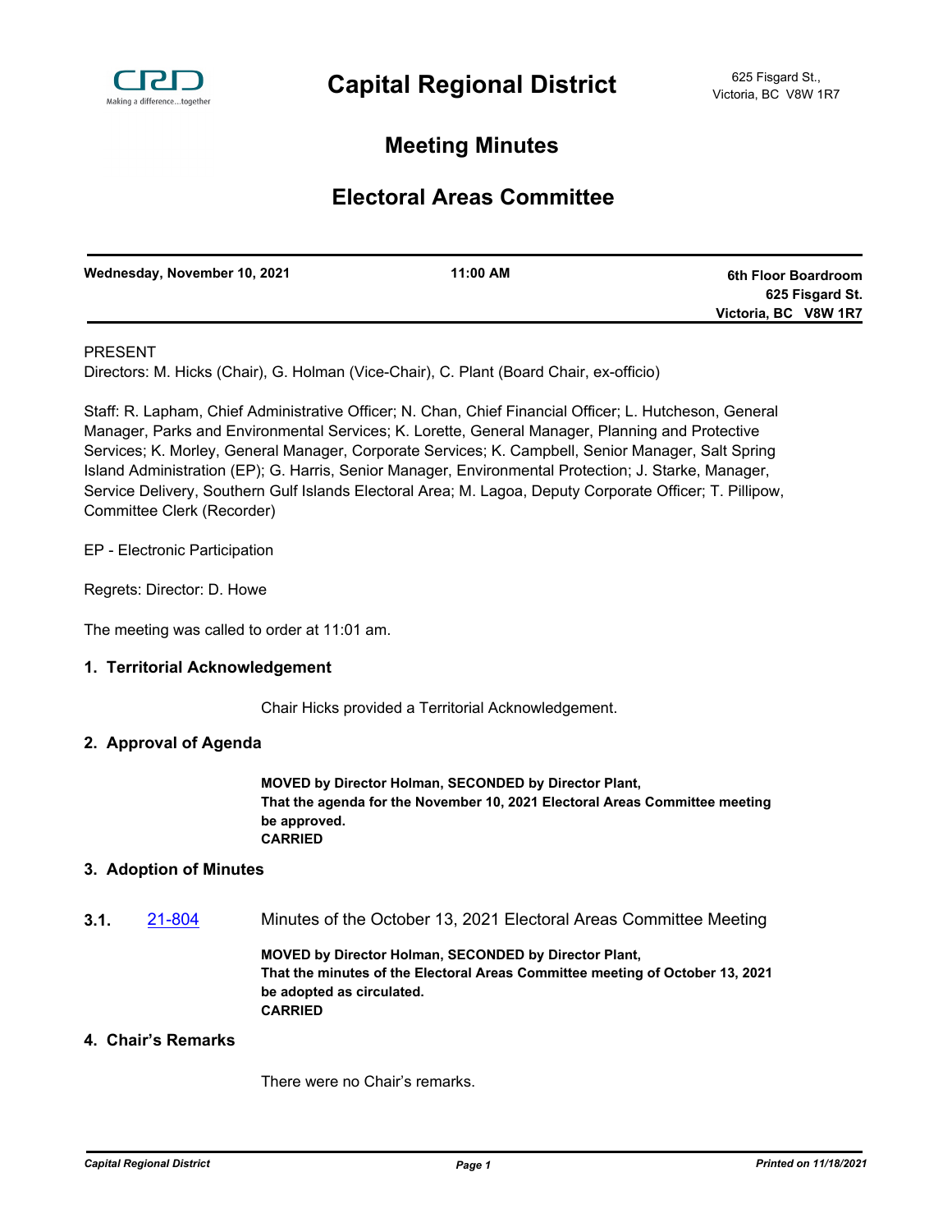# Capital Regional District

625 Fisgard St.,
Victoria, BC V8W 1R7

## Meeting Minutes

## Electoral Areas Committee

| Wednesday, November 10, 2021 | 11:00 AM | 6th Floor Boardroom<br>625 Fisgard St.<br>Victoria, BC V8W 1R7 |
|---|---|---|

PRESENT

Directors: M. Hicks (Chair), G. Holman (Vice-Chair), C. Plant (Board Chair, ex-officio)

Staff: R. Lapham, Chief Administrative Officer; N. Chan, Chief Financial Officer; L. Hutcheson, General Manager, Parks and Environmental Services; K. Lorette, General Manager, Planning and Protective Services; K. Morley, General Manager, Corporate Services; K. Campbell, Senior Manager, Salt Spring Island Administration (EP); G. Harris, Senior Manager, Environmental Protection; J. Starke, Manager, Service Delivery, Southern Gulf Islands Electoral Area; M. Lagoa, Deputy Corporate Officer; T. Pillipow, Committee Clerk (Recorder)

EP - Electronic Participation

Regrets: Director: D. Howe

The meeting was called to order at 11:01 am.

### 1. Territorial Acknowledgement

Chair Hicks provided a Territorial Acknowledgement.

### 2. Approval of Agenda

**MOVED by Director Holman, SECONDED by Director Plant,**
**That the agenda for the November 10, 2021 Electoral Areas Committee meeting be approved.**
**CARRIED**

### 3. Adoption of Minutes

**3.1.** 21-804 Minutes of the October 13, 2021 Electoral Areas Committee Meeting

**MOVED by Director Holman, SECONDED by Director Plant,**
**That the minutes of the Electoral Areas Committee meeting of October 13, 2021 be adopted as circulated.**
**CARRIED**

### 4. Chair's Remarks

There were no Chair's remarks.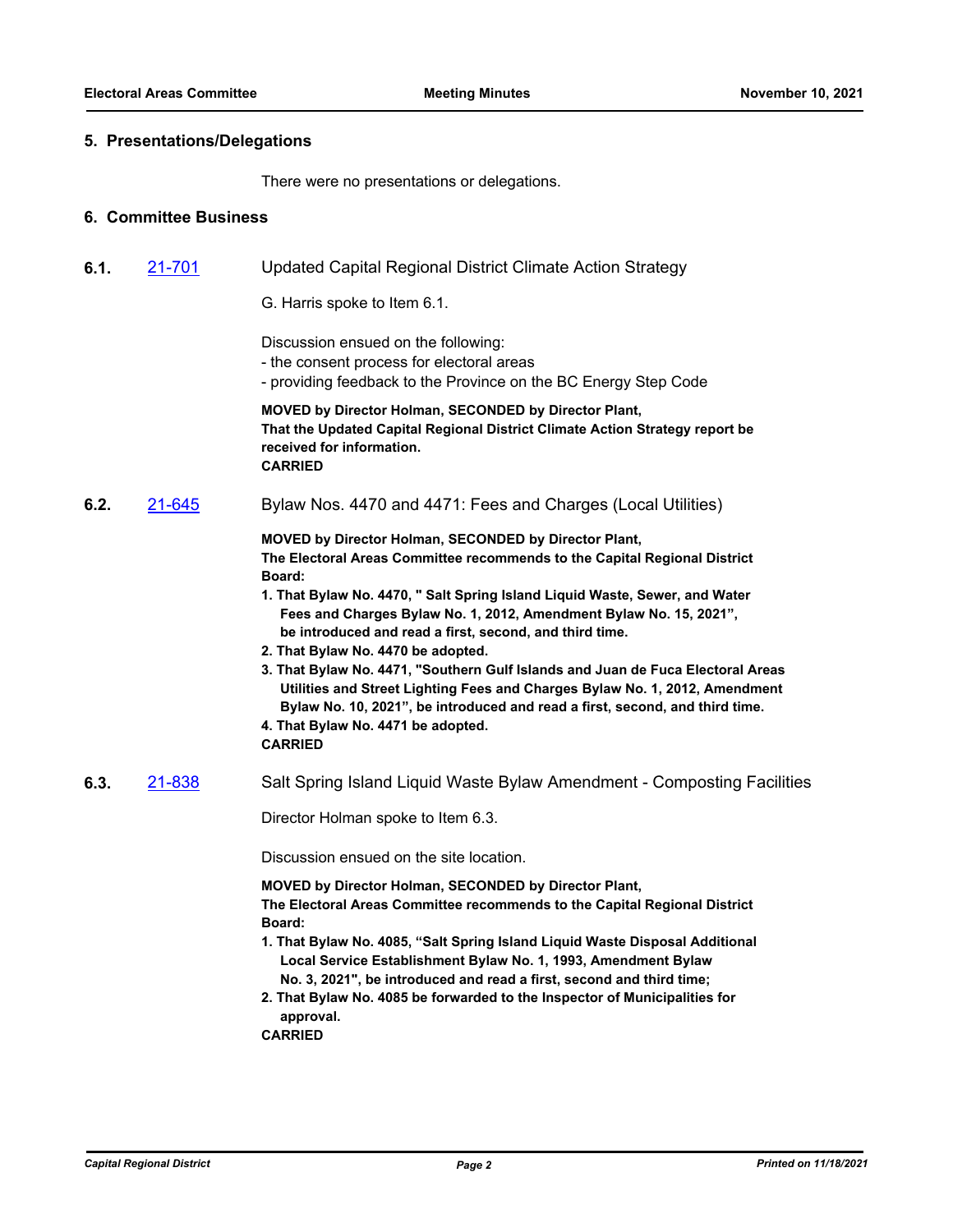## 5. Presentations/Delegations

There were no presentations or delegations.

## 6. Committee Business

### 6.1. 21-701 Updated Capital Regional District Climate Action Strategy

G. Harris spoke to Item 6.1.

Discussion ensued on the following:
- the consent process for electoral areas
- providing feedback to the Province on the BC Energy Step Code

**MOVED by Director Holman, SECONDED by Director Plant,**
**That the Updated Capital Regional District Climate Action Strategy report be received for information.**
**CARRIED**

### 6.2. 21-645 Bylaw Nos. 4470 and 4471: Fees and Charges (Local Utilities)

**MOVED by Director Holman, SECONDED by Director Plant,**
**The Electoral Areas Committee recommends to the Capital Regional District Board:**

1. **That Bylaw No. 4470, " Salt Spring Island Liquid Waste, Sewer, and Water Fees and Charges Bylaw No. 1, 2012, Amendment Bylaw No. 15, 2021", be introduced and read a first, second, and third time.**
2. **That Bylaw No. 4470 be adopted.**
3. **That Bylaw No. 4471, "Southern Gulf Islands and Juan de Fuca Electoral Areas Utilities and Street Lighting Fees and Charges Bylaw No. 1, 2012, Amendment Bylaw No. 10, 2021", be introduced and read a first, second, and third time.**
4. **That Bylaw No. 4471 be adopted.**

**CARRIED**

### 6.3. 21-838 Salt Spring Island Liquid Waste Bylaw Amendment - Composting Facilities

Director Holman spoke to Item 6.3.

Discussion ensued on the site location.

**MOVED by Director Holman, SECONDED by Director Plant,**
**The Electoral Areas Committee recommends to the Capital Regional District Board:**

1. **That Bylaw No. 4085, "Salt Spring Island Liquid Waste Disposal Additional Local Service Establishment Bylaw No. 1, 1993, Amendment Bylaw No. 3, 2021", be introduced and read a first, second and third time;**
2. **That Bylaw No. 4085 be forwarded to the Inspector of Municipalities for approval.**

**CARRIED**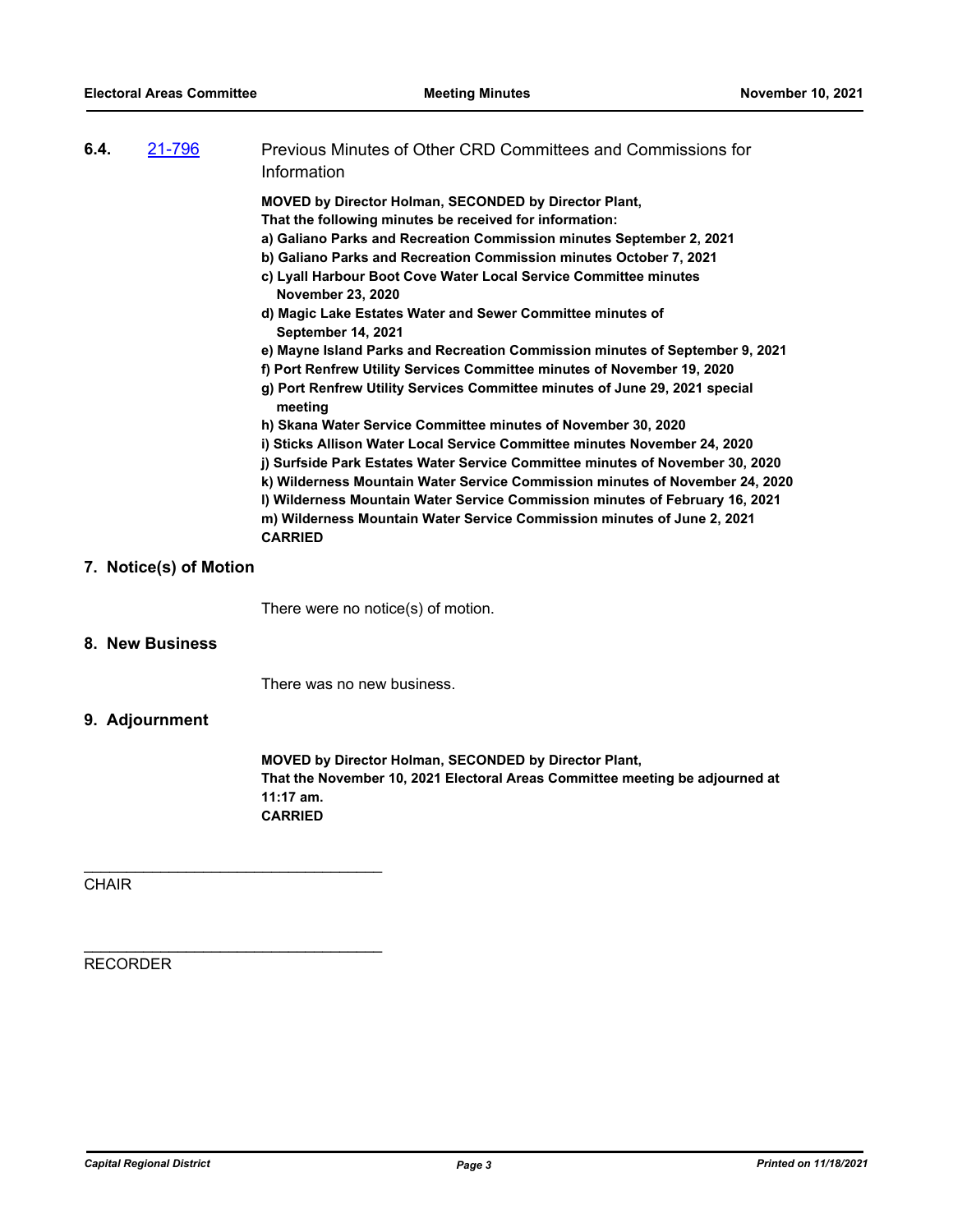**6.4.** 21-796 Previous Minutes of Other CRD Committees and Commissions for Information

**MOVED by Director Holman, SECONDED by Director Plant,**
**That the following minutes be received for information:**
**a) Galiano Parks and Recreation Commission minutes September 2, 2021**
**b) Galiano Parks and Recreation Commission minutes October 7, 2021**
**c) Lyall Harbour Boot Cove Water Local Service Committee minutes November 23, 2020**
**d) Magic Lake Estates Water and Sewer Committee minutes of September 14, 2021**
**e) Mayne Island Parks and Recreation Commission minutes of September 9, 2021**
**f) Port Renfrew Utility Services Committee minutes of November 19, 2020**
**g) Port Renfrew Utility Services Committee minutes of June 29, 2021 special meeting**
**h) Skana Water Service Committee minutes of November 30, 2020**
**i) Sticks Allison Water Local Service Committee minutes November 24, 2020**
**j) Surfside Park Estates Water Service Committee minutes of November 30, 2020**
**k) Wilderness Mountain Water Service Commission minutes of November 24, 2020**
**l) Wilderness Mountain Water Service Commission minutes of February 16, 2021**
**m) Wilderness Mountain Water Service Commission minutes of June 2, 2021**
**CARRIED**

## 7. Notice(s) of Motion

There were no notice(s) of motion.

## 8. New Business

There was no new business.

## 9. Adjournment

**MOVED by Director Holman, SECONDED by Director Plant,**
**That the November 10, 2021 Electoral Areas Committee meeting be adjourned at 11:17 am.**
**CARRIED**

___________________________________
CHAIR

___________________________________
RECORDER